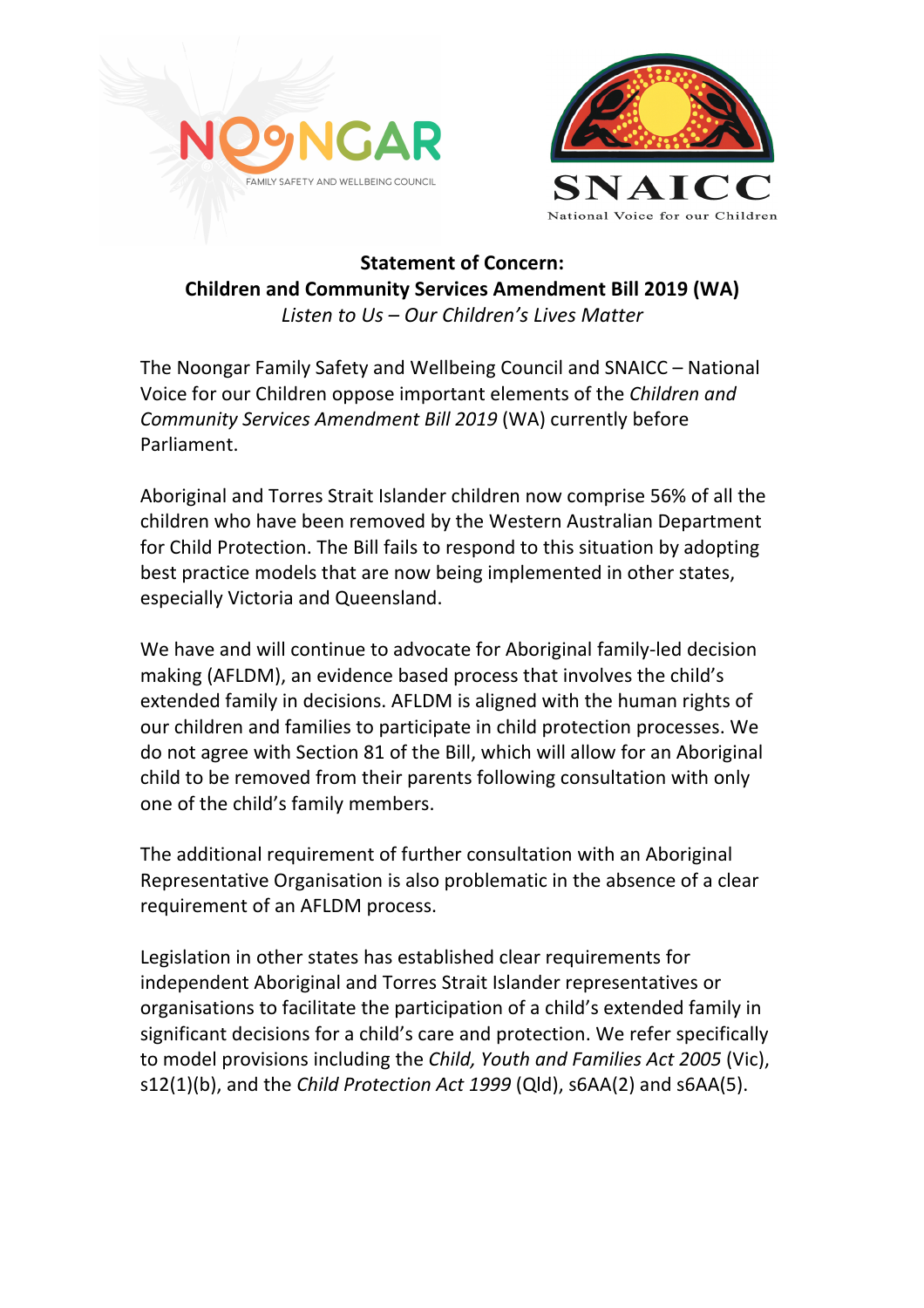**Statement of Concern:**
**Children and Community Services Amendment Bill 2019 (WA)**
*Listen to Us – Our Children's Lives Matter*

The Noongar Family Safety and Wellbeing Council and SNAICC – National Voice for our Children oppose important elements of the *Children and Community Services Amendment Bill 2019* (WA) currently before Parliament.

Aboriginal and Torres Strait Islander children now comprise 56% of all the children who have been removed by the Western Australian Department for Child Protection. The Bill fails to respond to this situation by adopting best practice models that are now being implemented in other states, especially Victoria and Queensland.

We have and will continue to advocate for Aboriginal family-led decision making (AFLDM), an evidence based process that involves the child's extended family in decisions. AFLDM is aligned with the human rights of our children and families to participate in child protection processes. We do not agree with Section 81 of the Bill, which will allow for an Aboriginal child to be removed from their parents following consultation with only one of the child's family members.

The additional requirement of further consultation with an Aboriginal Representative Organisation is also problematic in the absence of a clear requirement of an AFLDM process.

Legislation in other states has established clear requirements for independent Aboriginal and Torres Strait Islander representatives or organisations to facilitate the participation of a child's extended family in significant decisions for a child's care and protection. We refer specifically to model provisions including the *Child, Youth and Families Act 2005* (Vic), s12(1)(b), and the *Child Protection Act 1999* (Qld), s6AA(2) and s6AA(5).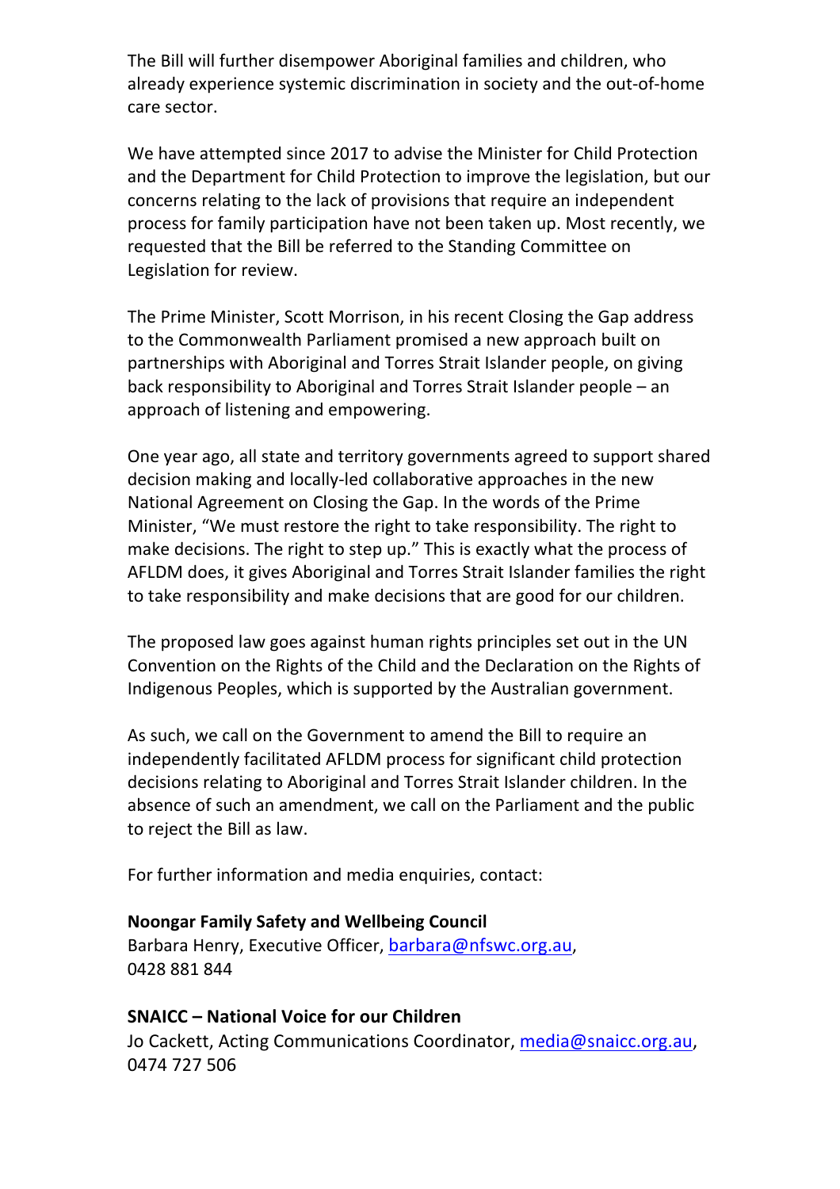The Bill will further disempower Aboriginal families and children, who already experience systemic discrimination in society and the out-of-home care sector.

We have attempted since 2017 to advise the Minister for Child Protection and the Department for Child Protection to improve the legislation, but our concerns relating to the lack of provisions that require an independent process for family participation have not been taken up. Most recently, we requested that the Bill be referred to the Standing Committee on Legislation for review.

The Prime Minister, Scott Morrison, in his recent Closing the Gap address to the Commonwealth Parliament promised a new approach built on partnerships with Aboriginal and Torres Strait Islander people, on giving back responsibility to Aboriginal and Torres Strait Islander people – an approach of listening and empowering.

One year ago, all state and territory governments agreed to support shared decision making and locally-led collaborative approaches in the new National Agreement on Closing the Gap. In the words of the Prime Minister, "We must restore the right to take responsibility. The right to make decisions. The right to step up." This is exactly what the process of AFLDM does, it gives Aboriginal and Torres Strait Islander families the right to take responsibility and make decisions that are good for our children.

The proposed law goes against human rights principles set out in the UN Convention on the Rights of the Child and the Declaration on the Rights of Indigenous Peoples, which is supported by the Australian government.

As such, we call on the Government to amend the Bill to require an independently facilitated AFLDM process for significant child protection decisions relating to Aboriginal and Torres Strait Islander children. In the absence of such an amendment, we call on the Parliament and the public to reject the Bill as law.

For further information and media enquiries, contact:

**Noongar Family Safety and Wellbeing Council**
Barbara Henry, Executive Officer, barbara@nfswc.org.au, 0428 881 844

**SNAICC – National Voice for our Children**
Jo Cackett, Acting Communications Coordinator, media@snaicc.org.au, 0474 727 506